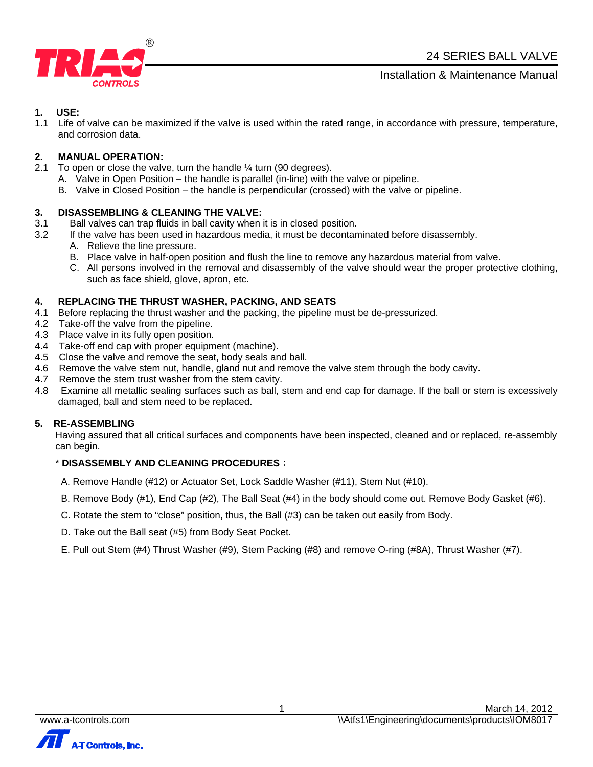# 24 SERIES BALL VALVE

## Installation & Maintenance Manual

### 1. USE:

1.1 Life of valve can be maximized if the valve is used within the rated range, in accordance with pressure, temperature, and corrosion data.

### 2. MANUAL OPERATION:

2.1 To open or close the valve, turn the handle ¼ turn (90 degrees).

A. Valve in Open Position – the handle is parallel (in-line) with the valve or pipeline.

B. Valve in Closed Position – the handle is perpendicular (crossed) with the valve or pipeline.

### 3. DISASSEMBLING & CLEANING THE VALVE:

3.1 Ball valves can trap fluids in ball cavity when it is in closed position.

3.2 If the valve has been used in hazardous media, it must be decontaminated before disassembly.

A. Relieve the line pressure.

B. Place valve in half-open position and flush the line to remove any hazardous material from valve.

C. All persons involved in the removal and disassembly of the valve should wear the proper protective clothing, such as face shield, glove, apron, etc.

### 4. REPLACING THE THRUST WASHER, PACKING, AND SEATS

4.1 Before replacing the thrust washer and the packing, the pipeline must be de-pressurized.

4.2 Take-off the valve from the pipeline.

4.3 Place valve in its fully open position.

4.4 Take-off end cap with proper equipment (machine).

4.5 Close the valve and remove the seat, body seals and ball.

4.6 Remove the valve stem nut, handle, gland nut and remove the valve stem through the body cavity.

4.7 Remove the stem trust washer from the stem cavity.

4.8 Examine all metallic sealing surfaces such as ball, stem and end cap for damage. If the ball or stem is excessively damaged, ball and stem need to be replaced.

### 5. RE-ASSEMBLING

Having assured that all critical surfaces and components have been inspected, cleaned and or replaced, re-assembly can begin.

\* **DISASSEMBLY AND CLEANING PROCEDURES：**

A. Remove Handle (#12) or Actuator Set, Lock Saddle Washer (#11), Stem Nut (#10).

B. Remove Body (#1), End Cap (#2), The Ball Seat (#4) in the body should come out. Remove Body Gasket (#6).

C. Rotate the stem to "close" position, thus, the Ball (#3) can be taken out easily from Body.

D. Take out the Ball seat (#5) from Body Seat Pocket.

E. Pull out Stem (#4) Thrust Washer (#9), Stem Packing (#8) and remove O-ring (#8A), Thrust Washer (#7).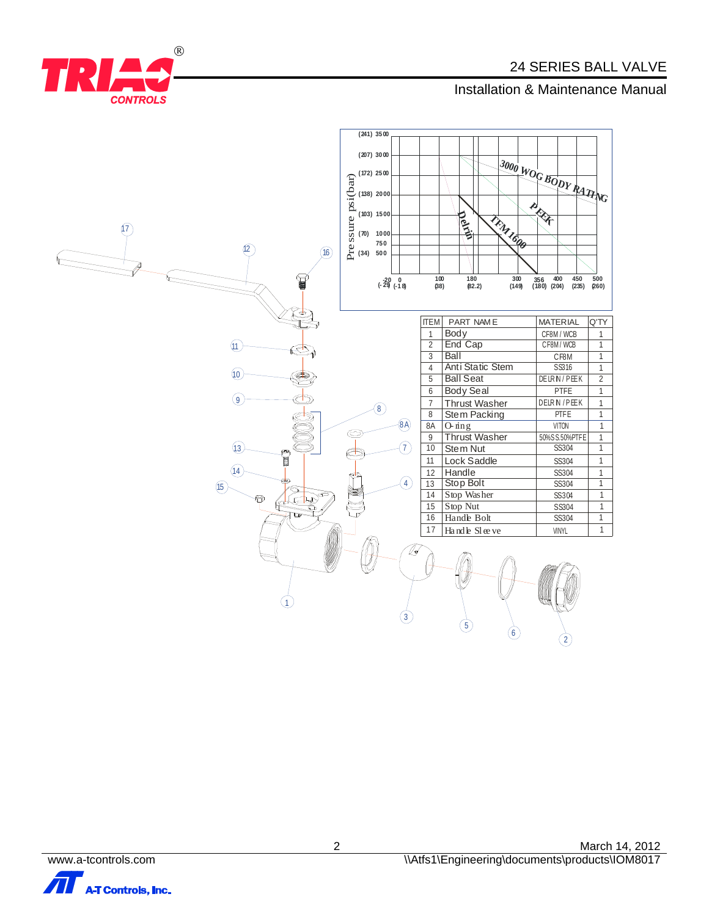| ITEM | PART NAME | MATERIAL | Q'TY |
|---|---|---|---|
| 1 | Body | CF8M / WCB | 1 |
| 2 | End Cap | CF8M / WCB | 1 |
| 3 | Ball | CF8M | 1 |
| 4 | Anti Static Stem | SS316 | 1 |
| 5 | Ball Seat | DELRIN / PEEK | 2 |
| 6 | Body Seal | PTFE | 1 |
| 7 | Thrust Washer | DELRIN / PEEK | 1 |
| 8 | Stem Packing | PTFE | 1 |
| 8A | O-ring | VITON | 1 |
| 9 | Thrust Washer | 50%SS.50%PTFE | 1 |
| 10 | Stem Nut | SS304 | 1 |
| 11 | Lock Saddle | SS304 | 1 |
| 12 | Handle | SS304 | 1 |
| 13 | Stop Bolt | SS304 | 1 |
| 14 | Stop Washer | SS304 | 1 |
| 15 | Stop Nut | SS304 | 1 |
| 16 | Handle Bolt | SS304 | 1 |
| 17 | Handle Sleeve | VINYL | 1 |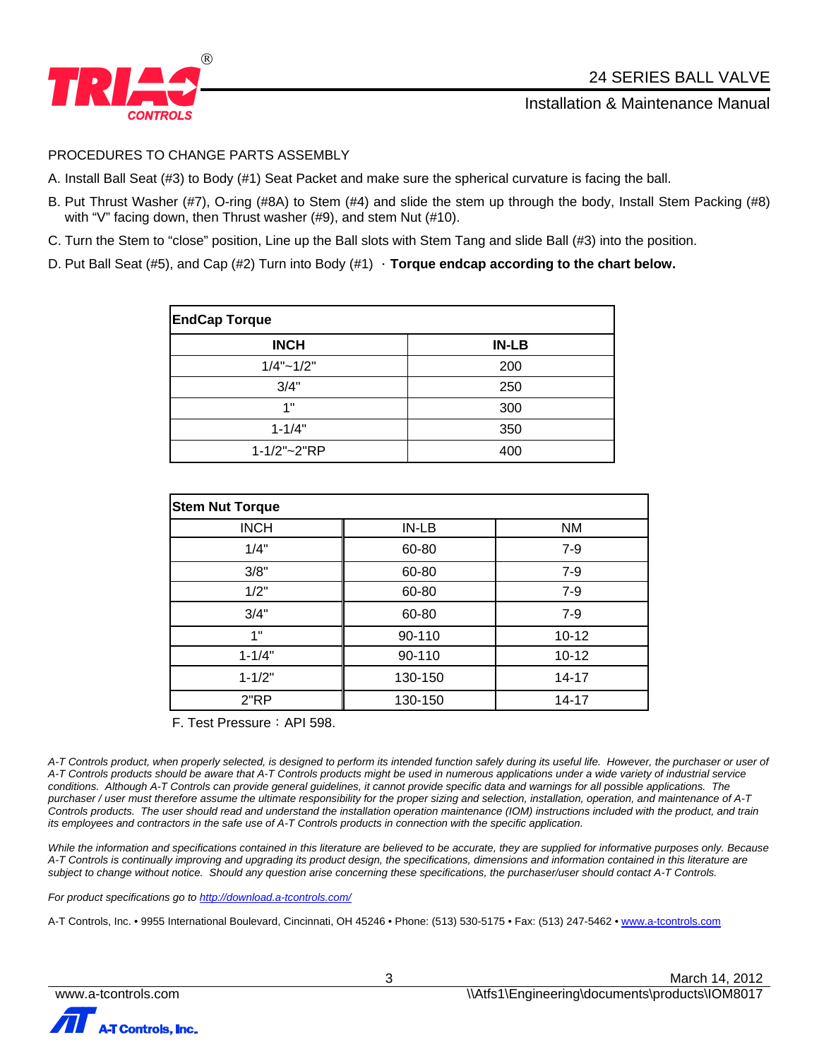PROCEDURES TO CHANGE PARTS ASSEMBLY

A. Install Ball Seat (#3) to Body (#1) Seat Packet and make sure the spherical curvature is facing the ball.

B. Put Thrust Washer (#7), O-ring (#8A) to Stem (#4) and slide the stem up through the body, Install Stem Packing (#8) with “V” facing down, then Thrust washer (#9), and stem Nut (#10).

C. Turn the Stem to “close” position, Line up the Ball slots with Stem Tang and slide Ball (#3) into the position.

D. Put Ball Seat (#5), and Cap (#2) Turn into Body (#1) · **Torque endcap according to the chart below.**

| **EndCap Torque** | |
|---|---|
| **INCH** | **IN-LB** |
| 1/4"~1/2" | 200 |
| 3/4" | 250 |
| 1" | 300 |
| 1-1/4" | 350 |
| 1-1/2"~2"RP | 400 |

| **Stem Nut Torque** | | |
|---|---|---|
| INCH | IN-LB | NM |
| 1/4" | 60-80 | 7-9 |
| 3/8" | 60-80 | 7-9 |
| 1/2" | 60-80 | 7-9 |
| 3/4" | 60-80 | 7-9 |
| 1" | 90-110 | 10-12 |
| 1-1/4" | 90-110 | 10-12 |
| 1-1/2" | 130-150 | 14-17 |
| 2"RP | 130-150 | 14-17 |

F. Test Pressure：API 598.

*A-T Controls product, when properly selected, is designed to perform its intended function safely during its useful life. However, the purchaser or user of A-T Controls products should be aware that A-T Controls products might be used in numerous applications under a wide variety of industrial service conditions. Although A-T Controls can provide general guidelines, it cannot provide specific data and warnings for all possible applications. The purchaser / user must therefore assume the ultimate responsibility for the proper sizing and selection, installation, operation, and maintenance of A-T Controls products. The user should read and understand the installation operation maintenance (IOM) instructions included with the product, and train its employees and contractors in the safe use of A-T Controls products in connection with the specific application.*

*While the information and specifications contained in this literature are believed to be accurate, they are supplied for informative purposes only. Because A-T Controls is continually improving and upgrading its product design, the specifications, dimensions and information contained in this literature are subject to change without notice. Should any question arise concerning these specifications, the purchaser/user should contact A-T Controls.*

*For product specifications go to [http://download.a-tcontrols.com/](http://download.a-tcontrols.com/)*

A-T Controls, Inc. • 9955 International Boulevard, Cincinnati, OH 45246 • Phone: (513) 530-5175 • Fax: (513) 247-5462 • [www.a-tcontrols.com](http://www.a-tcontrols.com)